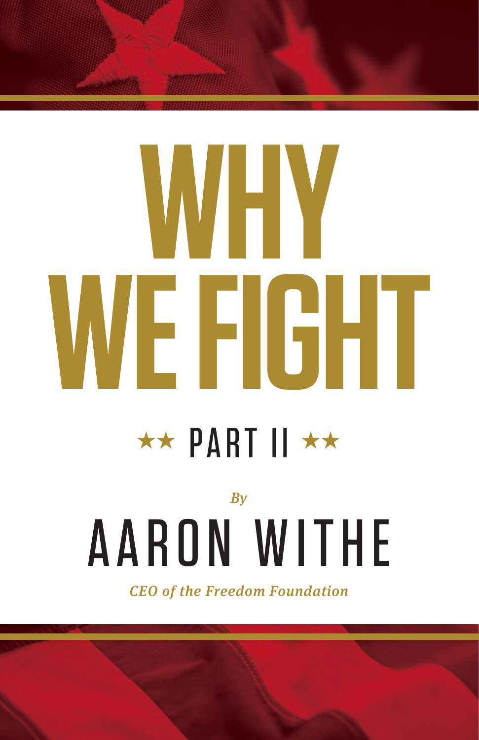# WHY WE FIGHT

## ★★ PART II ★★

*By*

# AARON WITHE

***CEO of the Freedom Foundation***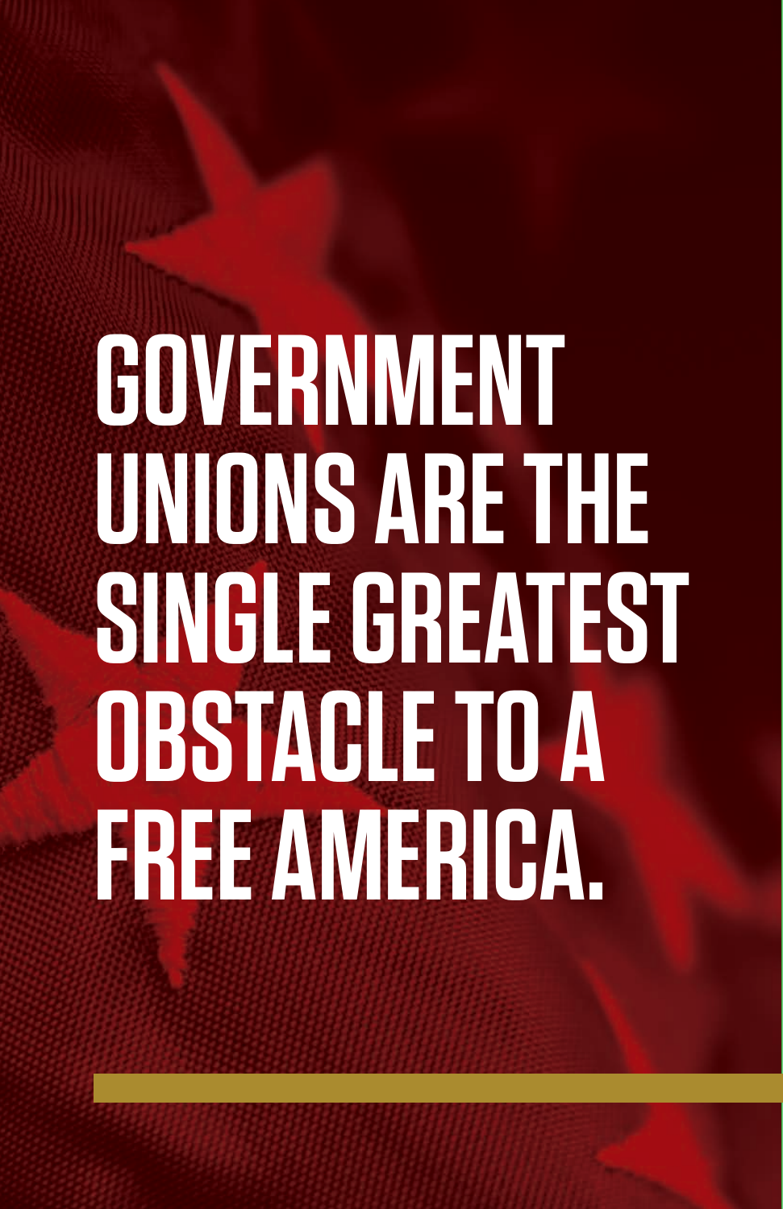# GOVERNMENT UNIONS ARE THE SINGLE GREATEST OBSTACLE TO A FREE AMERICA.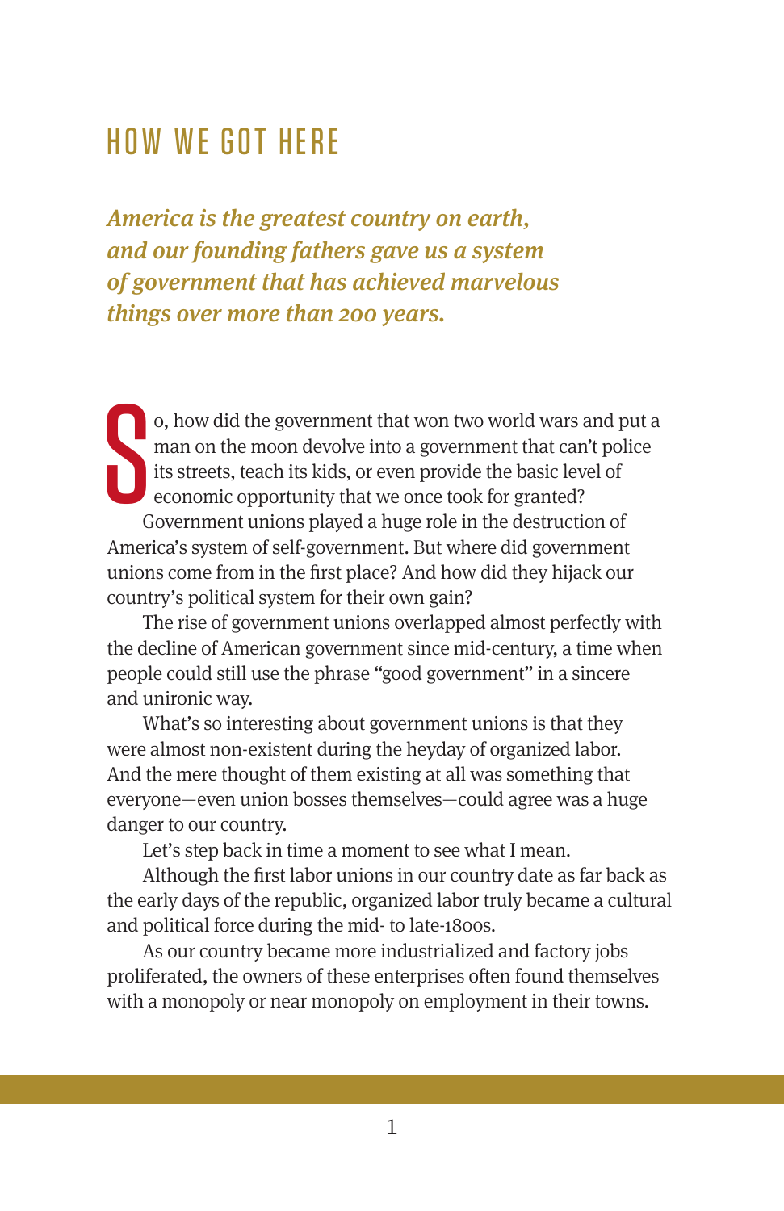# HOW WE GOT HERE

***America is the greatest country on earth, and our founding fathers gave us a system of government that has achieved marvelous things over more than 200 years.***

So, how did the government that won two world wars and put a man on the moon devolve into a government that can't police its streets, teach its kids, or even provide the basic level of economic opportunity that we once took for granted?

Government unions played a huge role in the destruction of America's system of self-government. But where did government unions come from in the first place? And how did they hijack our country's political system for their own gain?

The rise of government unions overlapped almost perfectly with the decline of American government since mid-century, a time when people could still use the phrase "good government" in a sincere and unironic way.

What's so interesting about government unions is that they were almost non-existent during the heyday of organized labor. And the mere thought of them existing at all was something that everyone—even union bosses themselves—could agree was a huge danger to our country.

Let's step back in time a moment to see what I mean.

Although the first labor unions in our country date as far back as the early days of the republic, organized labor truly became a cultural and political force during the mid- to late-1800s.

As our country became more industrialized and factory jobs proliferated, the owners of these enterprises often found themselves with a monopoly or near monopoly on employment in their towns.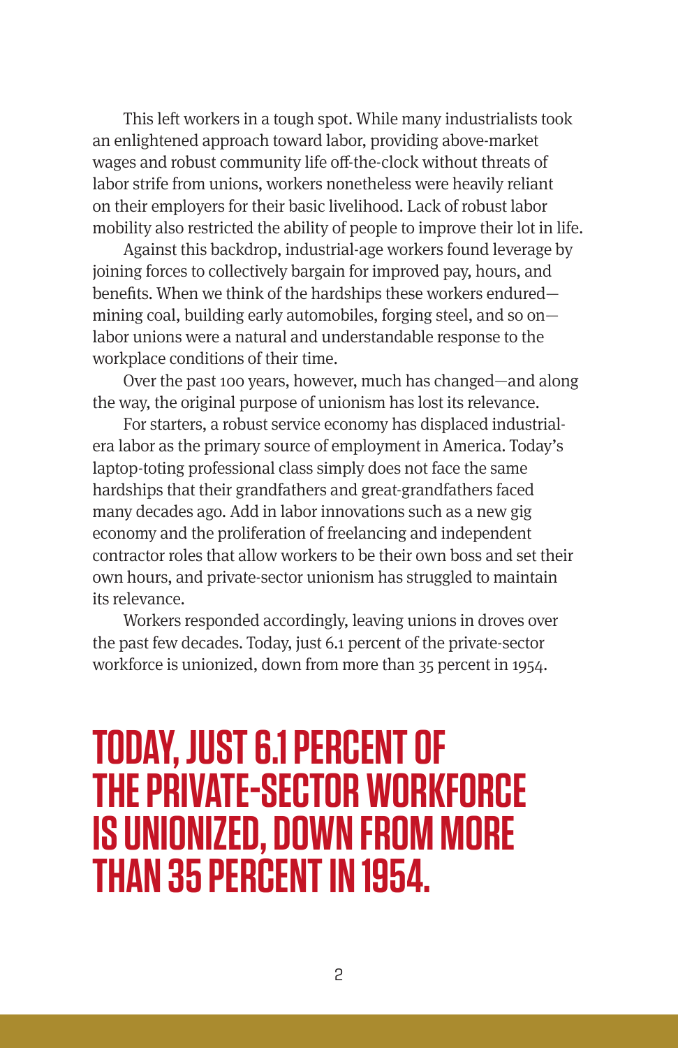This left workers in a tough spot. While many industrialists took an enlightened approach toward labor, providing above-market wages and robust community life off-the-clock without threats of labor strife from unions, workers nonetheless were heavily reliant on their employers for their basic livelihood. Lack of robust labor mobility also restricted the ability of people to improve their lot in life.

Against this backdrop, industrial-age workers found leverage by joining forces to collectively bargain for improved pay, hours, and benefits. When we think of the hardships these workers endured—mining coal, building early automobiles, forging steel, and so on—labor unions were a natural and understandable response to the workplace conditions of their time.

Over the past 100 years, however, much has changed—and along the way, the original purpose of unionism has lost its relevance.

For starters, a robust service economy has displaced industrial-era labor as the primary source of employment in America. Today's laptop-toting professional class simply does not face the same hardships that their grandfathers and great-grandfathers faced many decades ago. Add in labor innovations such as a new gig economy and the proliferation of freelancing and independent contractor roles that allow workers to be their own boss and set their own hours, and private-sector unionism has struggled to maintain its relevance.

Workers responded accordingly, leaving unions in droves over the past few decades. Today, just 6.1 percent of the private-sector workforce is unionized, down from more than 35 percent in 1954.

**TODAY, JUST 6.1 PERCENT OF THE PRIVATE-SECTOR WORKFORCE IS UNIONIZED, DOWN FROM MORE THAN 35 PERCENT IN 1954.**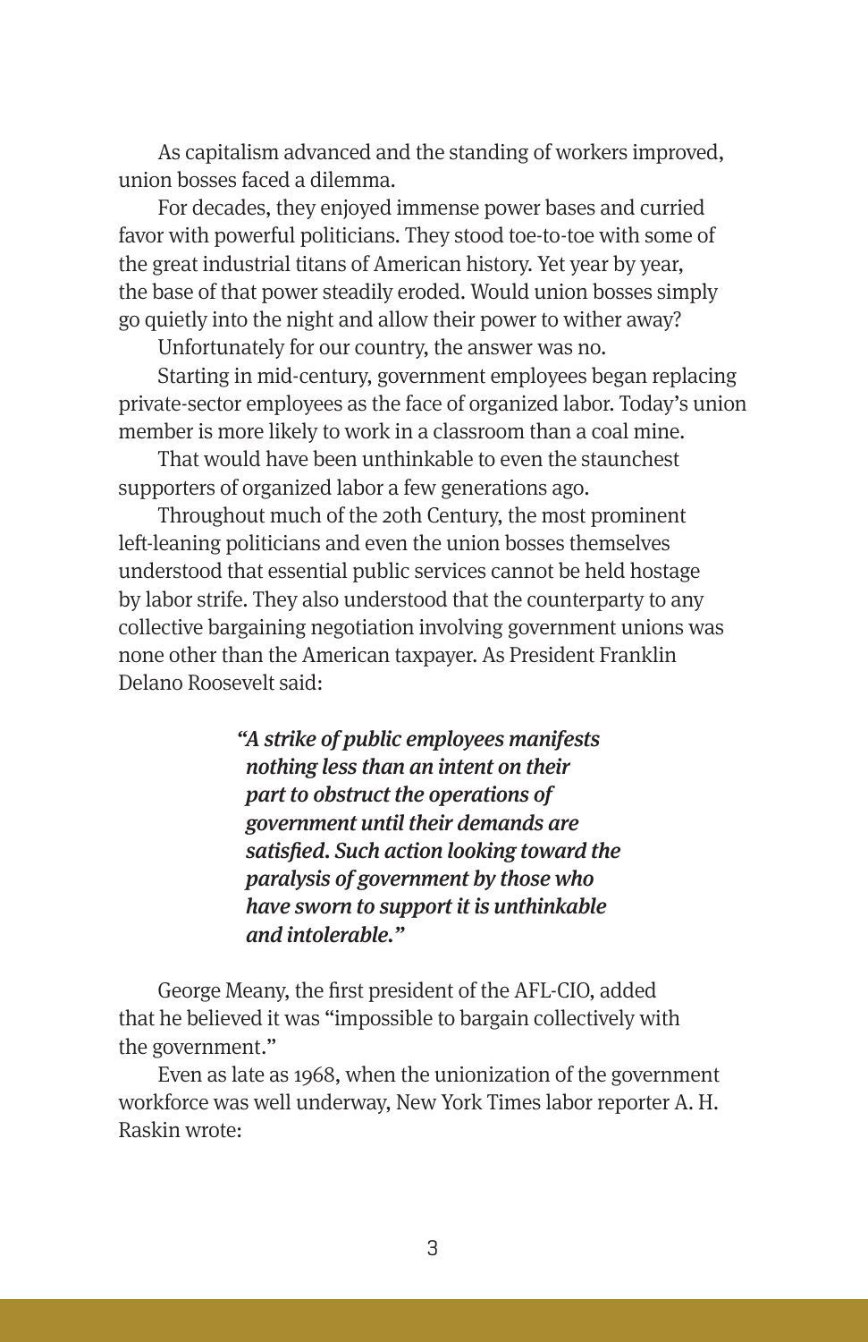As capitalism advanced and the standing of workers improved, union bosses faced a dilemma.

For decades, they enjoyed immense power bases and curried favor with powerful politicians. They stood toe-to-toe with some of the great industrial titans of American history. Yet year by year, the base of that power steadily eroded. Would union bosses simply go quietly into the night and allow their power to wither away?

Unfortunately for our country, the answer was no.

Starting in mid-century, government employees began replacing private-sector employees as the face of organized labor. Today's union member is more likely to work in a classroom than a coal mine.

That would have been unthinkable to even the staunchest supporters of organized labor a few generations ago.

Throughout much of the 20th Century, the most prominent left-leaning politicians and even the union bosses themselves understood that essential public services cannot be held hostage by labor strife. They also understood that the counterparty to any collective bargaining negotiation involving government unions was none other than the American taxpayer. As President Franklin Delano Roosevelt said:

> ***"A strike of public employees manifests nothing less than an intent on their part to obstruct the operations of government until their demands are satisfied. Such action looking toward the paralysis of government by those who have sworn to support it is unthinkable and intolerable."***

George Meany, the first president of the AFL-CIO, added that he believed it was "impossible to bargain collectively with the government."

Even as late as 1968, when the unionization of the government workforce was well underway, New York Times labor reporter A. H. Raskin wrote: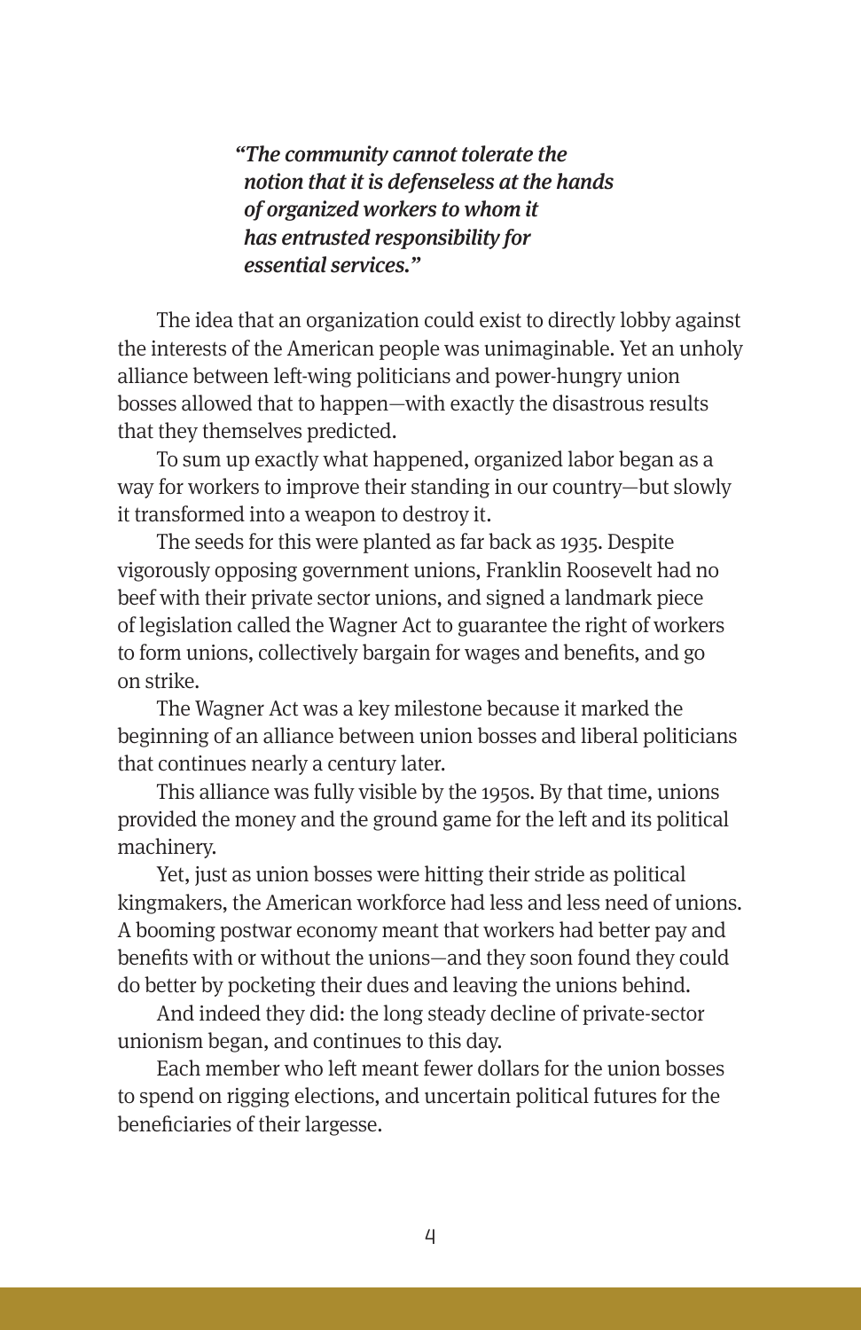> ***"The community cannot tolerate the notion that it is defenseless at the hands of organized workers to whom it has entrusted responsibility for essential services."***

The idea that an organization could exist to directly lobby against the interests of the American people was unimaginable. Yet an unholy alliance between left-wing politicians and power-hungry union bosses allowed that to happen—with exactly the disastrous results that they themselves predicted.

To sum up exactly what happened, organized labor began as a way for workers to improve their standing in our country—but slowly it transformed into a weapon to destroy it.

The seeds for this were planted as far back as 1935. Despite vigorously opposing government unions, Franklin Roosevelt had no beef with their private sector unions, and signed a landmark piece of legislation called the Wagner Act to guarantee the right of workers to form unions, collectively bargain for wages and benefits, and go on strike.

The Wagner Act was a key milestone because it marked the beginning of an alliance between union bosses and liberal politicians that continues nearly a century later.

This alliance was fully visible by the 1950s. By that time, unions provided the money and the ground game for the left and its political machinery.

Yet, just as union bosses were hitting their stride as political kingmakers, the American workforce had less and less need of unions. A booming postwar economy meant that workers had better pay and benefits with or without the unions—and they soon found they could do better by pocketing their dues and leaving the unions behind.

And indeed they did: the long steady decline of private-sector unionism began, and continues to this day.

Each member who left meant fewer dollars for the union bosses to spend on rigging elections, and uncertain political futures for the beneficiaries of their largesse.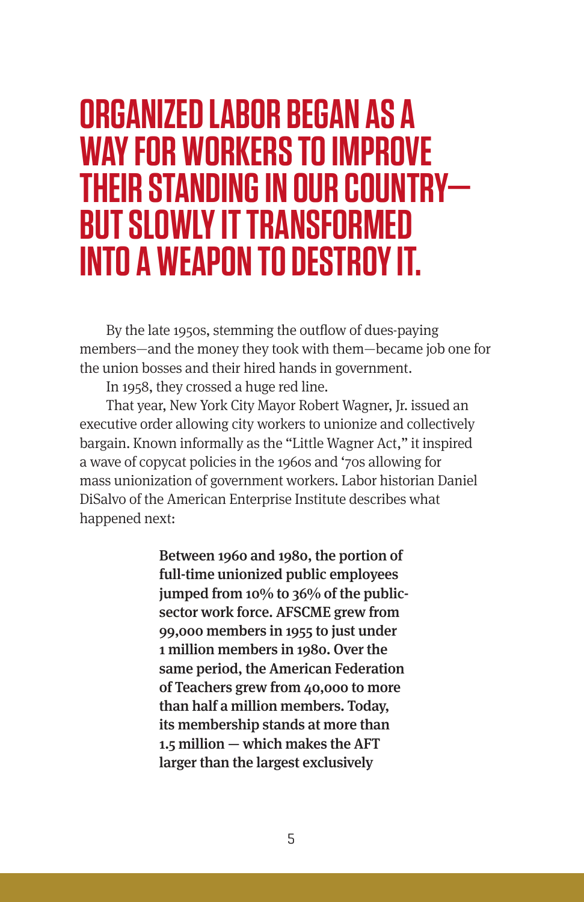# ORGANIZED LABOR BEGAN AS A WAY FOR WORKERS TO IMPROVE THEIR STANDING IN OUR COUNTRY—BUT SLOWLY IT TRANSFORMED INTO A WEAPON TO DESTROY IT.

By the late 1950s, stemming the outflow of dues-paying members—and the money they took with them—became job one for the union bosses and their hired hands in government.

In 1958, they crossed a huge red line.

That year, New York City Mayor Robert Wagner, Jr. issued an executive order allowing city workers to unionize and collectively bargain. Known informally as the "Little Wagner Act," it inspired a wave of copycat policies in the 1960s and '70s allowing for mass unionization of government workers. Labor historian Daniel DiSalvo of the American Enterprise Institute describes what happened next:

> **Between 1960 and 1980, the portion of full-time unionized public employees jumped from 10% to 36% of the public-sector work force. AFSCME grew from 99,000 members in 1955 to just under 1 million members in 1980. Over the same period, the American Federation of Teachers grew from 40,000 to more than half a million members. Today, its membership stands at more than 1.5 million — which makes the AFT larger than the largest exclusively**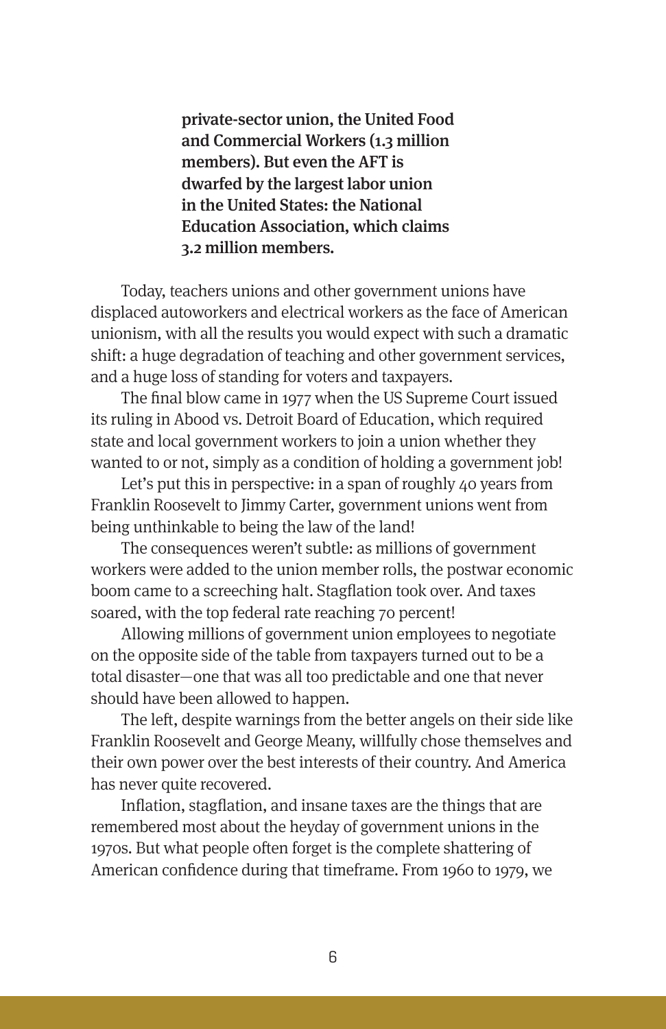**private-sector union, the United Food and Commercial Workers (1.3 million members). But even the AFT is dwarfed by the largest labor union in the United States: the National Education Association, which claims 3.2 million members.**

Today, teachers unions and other government unions have displaced autoworkers and electrical workers as the face of American unionism, with all the results you would expect with such a dramatic shift: a huge degradation of teaching and other government services, and a huge loss of standing for voters and taxpayers.

The final blow came in 1977 when the US Supreme Court issued its ruling in Abood vs. Detroit Board of Education, which required state and local government workers to join a union whether they wanted to or not, simply as a condition of holding a government job!

Let's put this in perspective: in a span of roughly 40 years from Franklin Roosevelt to Jimmy Carter, government unions went from being unthinkable to being the law of the land!

The consequences weren't subtle: as millions of government workers were added to the union member rolls, the postwar economic boom came to a screeching halt. Stagflation took over. And taxes soared, with the top federal rate reaching 70 percent!

Allowing millions of government union employees to negotiate on the opposite side of the table from taxpayers turned out to be a total disaster—one that was all too predictable and one that never should have been allowed to happen.

The left, despite warnings from the better angels on their side like Franklin Roosevelt and George Meany, willfully chose themselves and their own power over the best interests of their country. And America has never quite recovered.

Inflation, stagflation, and insane taxes are the things that are remembered most about the heyday of government unions in the 1970s. But what people often forget is the complete shattering of American confidence during that timeframe. From 1960 to 1979, we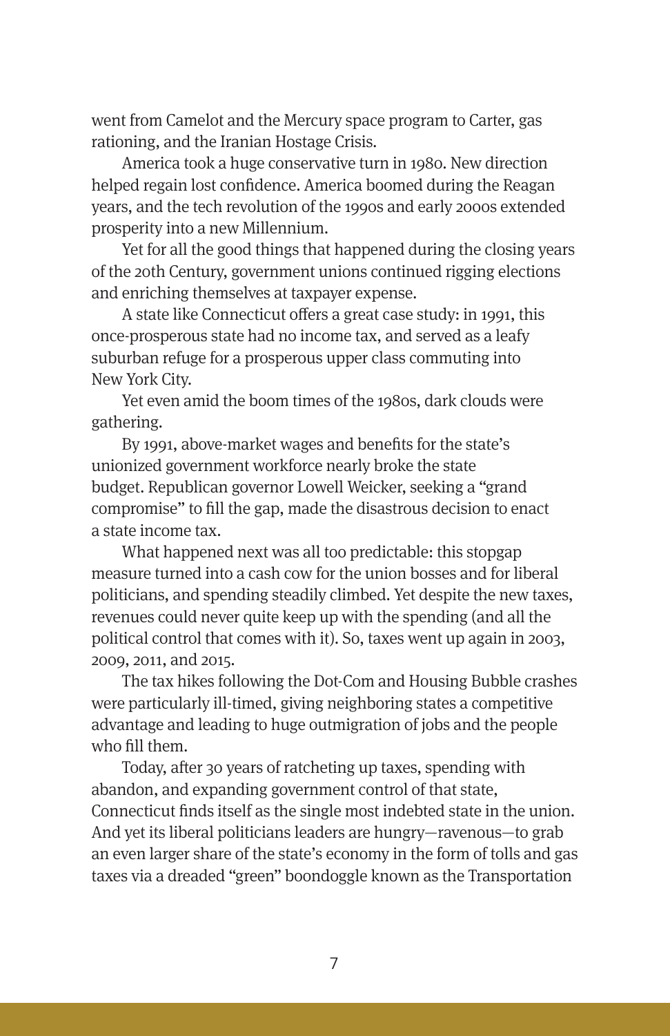went from Camelot and the Mercury space program to Carter, gas rationing, and the Iranian Hostage Crisis.

America took a huge conservative turn in 1980. New direction helped regain lost confidence. America boomed during the Reagan years, and the tech revolution of the 1990s and early 2000s extended prosperity into a new Millennium.

Yet for all the good things that happened during the closing years of the 20th Century, government unions continued rigging elections and enriching themselves at taxpayer expense.

A state like Connecticut offers a great case study: in 1991, this once-prosperous state had no income tax, and served as a leafy suburban refuge for a prosperous upper class commuting into New York City.

Yet even amid the boom times of the 1980s, dark clouds were gathering.

By 1991, above-market wages and benefits for the state's unionized government workforce nearly broke the state budget. Republican governor Lowell Weicker, seeking a "grand compromise" to fill the gap, made the disastrous decision to enact a state income tax.

What happened next was all too predictable: this stopgap measure turned into a cash cow for the union bosses and for liberal politicians, and spending steadily climbed. Yet despite the new taxes, revenues could never quite keep up with the spending (and all the political control that comes with it). So, taxes went up again in 2003, 2009, 2011, and 2015.

The tax hikes following the Dot-Com and Housing Bubble crashes were particularly ill-timed, giving neighboring states a competitive advantage and leading to huge outmigration of jobs and the people who fill them.

Today, after 30 years of ratcheting up taxes, spending with abandon, and expanding government control of that state, Connecticut finds itself as the single most indebted state in the union. And yet its liberal politicians leaders are hungry—ravenous—to grab an even larger share of the state's economy in the form of tolls and gas taxes via a dreaded "green" boondoggle known as the Transportation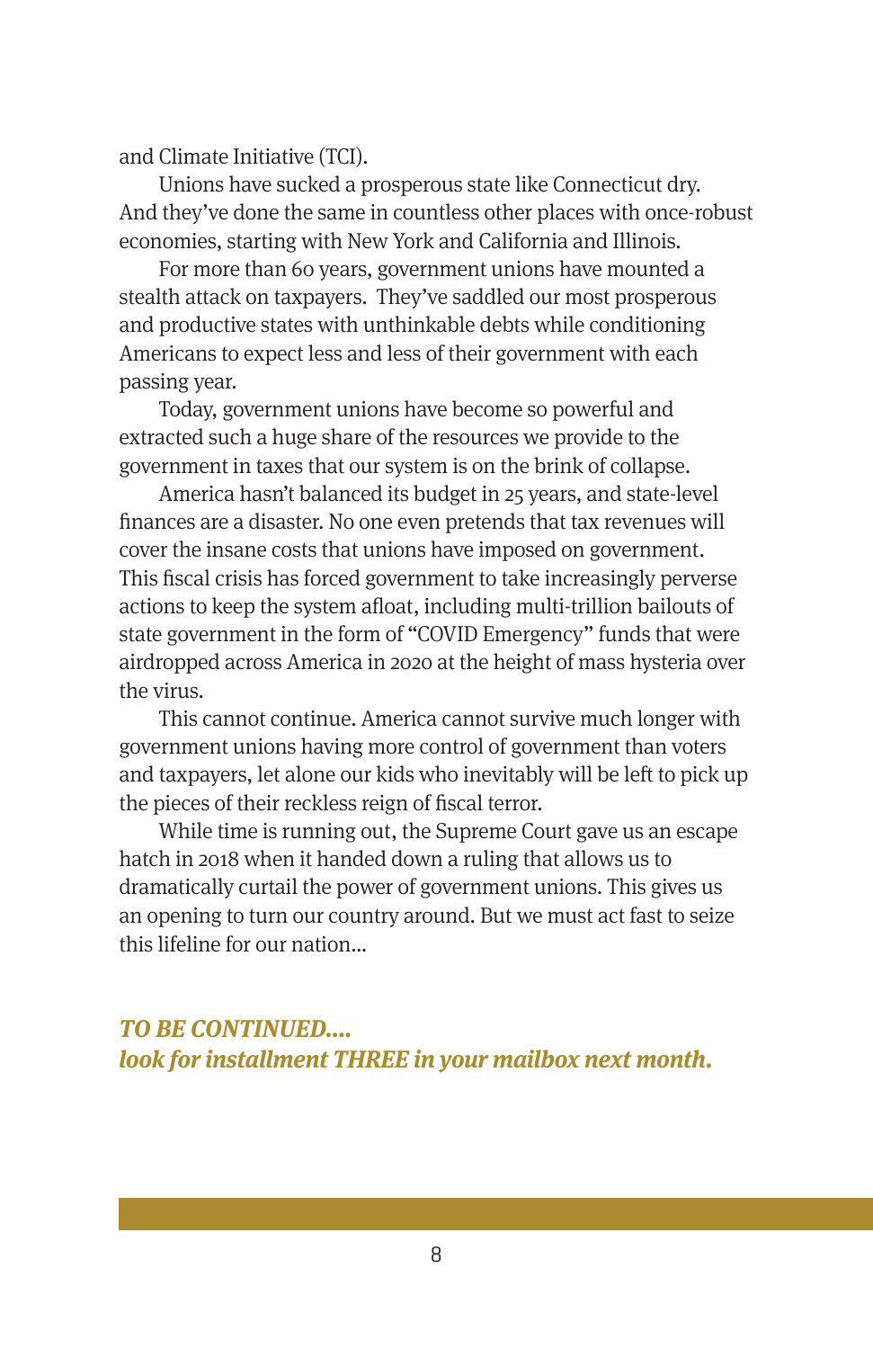and Climate Initiative (TCI).

Unions have sucked a prosperous state like Connecticut dry. And they've done the same in countless other places with once-robust economies, starting with New York and California and Illinois.

For more than 60 years, government unions have mounted a stealth attack on taxpayers. They've saddled our most prosperous and productive states with unthinkable debts while conditioning Americans to expect less and less of their government with each passing year.

Today, government unions have become so powerful and extracted such a huge share of the resources we provide to the government in taxes that our system is on the brink of collapse.

America hasn't balanced its budget in 25 years, and state-level finances are a disaster. No one even pretends that tax revenues will cover the insane costs that unions have imposed on government. This fiscal crisis has forced government to take increasingly perverse actions to keep the system afloat, including multi-trillion bailouts of state government in the form of "COVID Emergency" funds that were airdropped across America in 2020 at the height of mass hysteria over the virus.

This cannot continue. America cannot survive much longer with government unions having more control of government than voters and taxpayers, let alone our kids who inevitably will be left to pick up the pieces of their reckless reign of fiscal terror.

While time is running out, the Supreme Court gave us an escape hatch in 2018 when it handed down a ruling that allows us to dramatically curtail the power of government unions. This gives us an opening to turn our country around. But we must act fast to seize this lifeline for our nation...

***TO BE CONTINUED....***
***look for installment THREE in your mailbox next month.***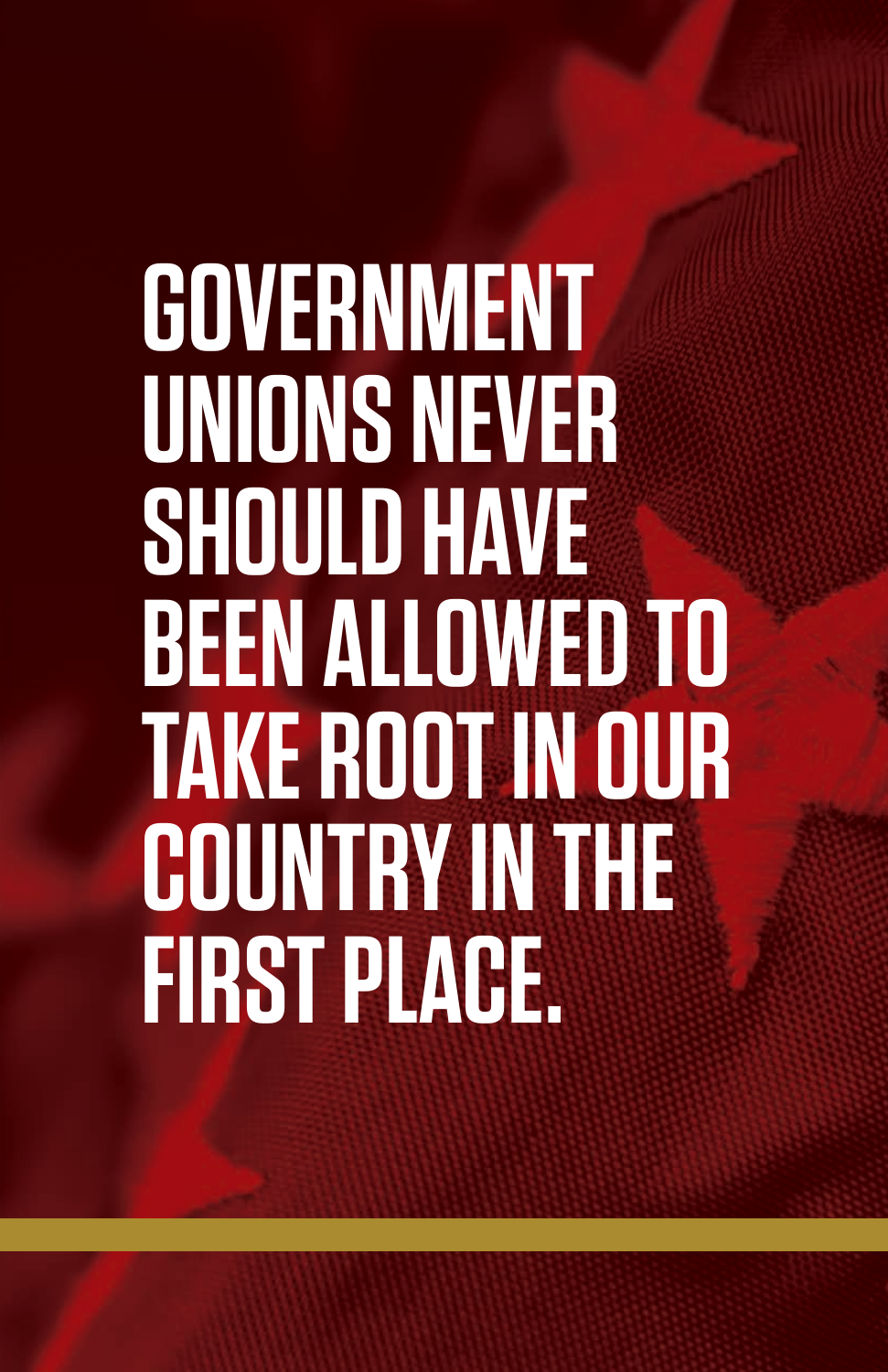# GOVERNMENT UNIONS NEVER SHOULD HAVE BEEN ALLOWED TO TAKE ROOT IN OUR COUNTRY IN THE FIRST PLACE.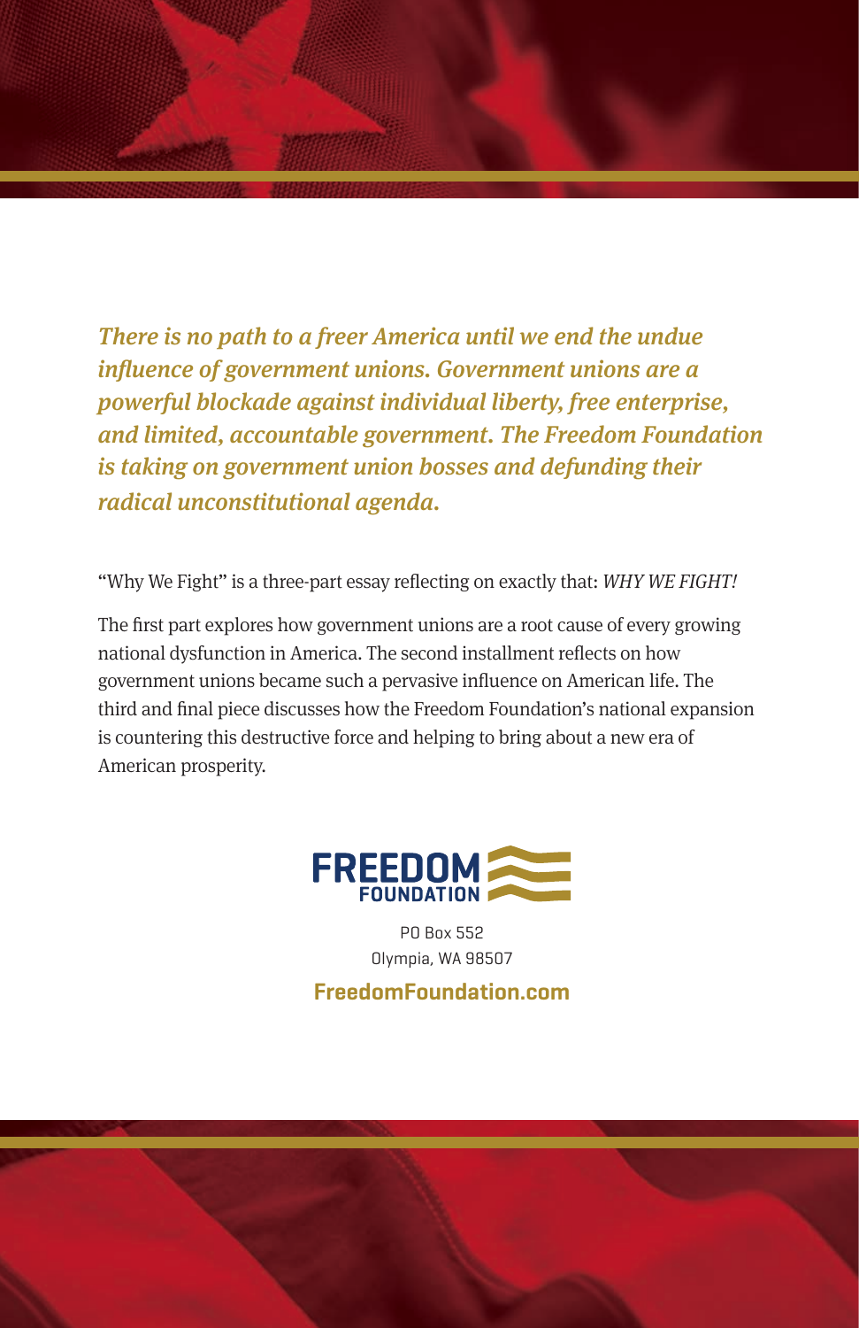***There is no path to a freer America until we end the undue influence of government unions. Government unions are a powerful blockade against individual liberty, free enterprise, and limited, accountable government. The Freedom Foundation is taking on government union bosses and defunding their radical unconstitutional agenda.***

"Why We Fight" is a three-part essay reflecting on exactly that: *WHY WE FIGHT!*

The first part explores how government unions are a root cause of every growing national dysfunction in America. The second installment reflects on how government unions became such a pervasive influence on American life. The third and final piece discusses how the Freedom Foundation's national expansion is countering this destructive force and helping to bring about a new era of American prosperity.

FREEDOM FOUNDATION

PO Box 552
Olympia, WA 98507

**FreedomFoundation.com**